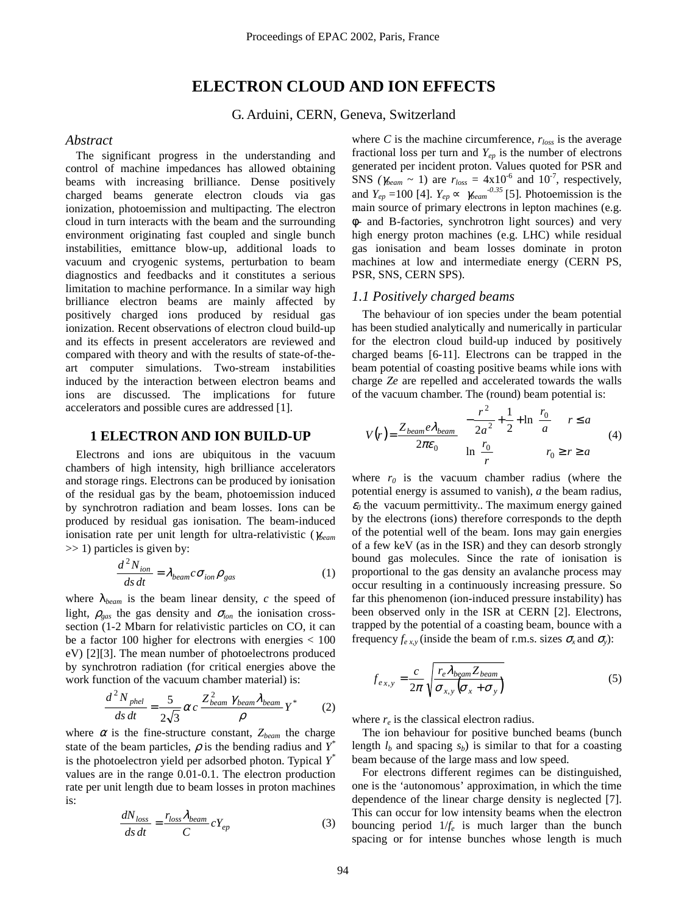# ELECTRON CLOUD AND ION EFFECTS

G. Arduini, CERN, Geneva, Switzerland

### *Abstract*

The significant progress in the understanding and control of machine impedances has allowed obtaining beams with increasing brilliance. Dense positively charged beams generate electron clouds via gas ionization, photoemission and multipacting. The electron cloud in turn interacts with the beam and the surrounding environment originating fast coupled and single bunch instabilities, emittance blow-up, additional loads to vacuum and cryogenic systems, perturbation to beam diagnostics and feedbacks and it constitutes a serious limitation to machine performance. In a similar way high brilliance electron beams are mainly affected by positively charged ions produced by residual gas ionization. Recent observations of electron cloud build-up and its effects in present accelerators are reviewed and compared with theory and with the results of state-of-the-art computer simulations. Two-stream instabilities induced by the interaction between electron beams and ions are discussed. The implications for future accelerators and possible cures are addressed [1].

## 1 ELECTRON AND ION BUILD-UP

Electrons and ions are ubiquitous in the vacuum chambers of high intensity, high brilliance accelerators and storage rings. Electrons can be produced by ionisation of the residual gas by the beam, photoemission induced by synchrotron radiation and beam losses. Ions can be produced by residual gas ionisation. The beam-induced ionisation rate per unit length for ultra-relativistic ($\gamma_{beam}$ >> 1) particles is given by:

$$\frac{d^2 N_{ion}}{ds\,dt} = \lambda_{beam} c \sigma_{ion} \rho_{gas} \tag{1}$$

where $\lambda_{beam}$ is the beam linear density, $c$ the speed of light, $\rho_{gas}$ the gas density and $\sigma_{ion}$ the ionisation cross-section (1-2 Mbarn for relativistic particles on CO, it can be a factor 100 higher for electrons with energies < 100 eV) [2][3]. The mean number of photoelectrons produced by synchrotron radiation (for critical energies above the work function of the vacuum chamber material) is:

$$\frac{d^2 N_{phel}}{ds\,dt} = \frac{5}{2\sqrt{3}} \alpha\, c \frac{Z_{beam}^2 \gamma_{beam} \lambda_{beam}}{\rho} Y^* \tag{2}$$

where $\alpha$ is the fine-structure constant, $Z_{beam}$ the charge state of the beam particles, $\rho$ is the bending radius and $Y^*$ is the photoelectron yield per adsorbed photon. Typical $Y^*$ values are in the range 0.01-0.1. The electron production rate per unit length due to beam losses in proton machines is:

$$\frac{dN_{loss}}{ds\,dt} = \frac{r_{loss} \lambda_{beam}}{C} c Y_{ep} \tag{3}$$

where $C$ is the machine circumference, $r_{loss}$ is the average fractional loss per turn and $Y_{ep}$ is the number of electrons generated per incident proton. Values quoted for PSR and SNS ($\gamma_{beam}$ ~ 1) are $r_{loss}$ = 4x10$^{-6}$ and 10$^{-7}$, respectively, and $Y_{ep}$ =100 [4]. $Y_{ep} \propto \gamma_{beam}^{-0.35}$ [5]. Photoemission is the main source of primary electrons in lepton machines (e.g. $\phi$- and B-factories, synchrotron light sources) and very high energy proton machines (e.g. LHC) while residual gas ionisation and beam losses dominate in proton machines at low and intermediate energy (CERN PS, PSR, SNS, CERN SPS).

### *1.1 Positively charged beams*

The behaviour of ion species under the beam potential has been studied analytically and numerically in particular for the electron cloud build-up induced by positively charged beams [6-11]. Electrons can be trapped in the beam potential of coasting positive beams while ions with charge $Ze$ are repelled and accelerated towards the walls of the vacuum chamber. The (round) beam potential is:

$$V(r) = \frac{Z_{beam} e \lambda_{beam}}{2\pi\varepsilon_0} \begin{cases} -\dfrac{r^2}{2a^2} + \dfrac{1}{2} + \ln\left(\dfrac{r_0}{a}\right) & r \le a \\ \ln\left(\dfrac{r_0}{r}\right) & r_0 \ge r \ge a \end{cases} \tag{4}$$

where $r_0$ is the vacuum chamber radius (where the potential energy is assumed to vanish), $a$ the beam radius, $\varepsilon_0$ the vacuum permittivity.. The maximum energy gained by the electrons (ions) therefore corresponds to the depth of the potential well of the beam. Ions may gain energies of a few keV (as in the ISR) and they can desorb strongly bound gas molecules. Since the rate of ionisation is proportional to the gas density an avalanche process may occur resulting in a continuously increasing pressure. So far this phenomenon (ion-induced pressure instability) has been observed only in the ISR at CERN [2]. Electrons, trapped by the potential of a coasting beam, bounce with a frequency $f_{e\,x,y}$ (inside the beam of r.m.s. sizes $\sigma_x$ and $\sigma_y$):

$$f_{e\,x,y} = \frac{c}{2\pi}\sqrt{\frac{r_e \lambda_{beam} Z_{beam}}{\sigma_{x,y}(\sigma_x + \sigma_y)}} \tag{5}$$

where $r_e$ is the classical electron radius.

The ion behaviour for positive bunched beams (bunch length $l_b$ and spacing $s_b$) is similar to that for a coasting beam because of the large mass and low speed.

For electrons different regimes can be distinguished, one is the 'autonomous' approximation, in which the time dependence of the linear charge density is neglected [7]. This can occur for low intensity beams when the electron bouncing period $1/f_e$ is much larger than the bunch spacing or for intense bunches whose length is much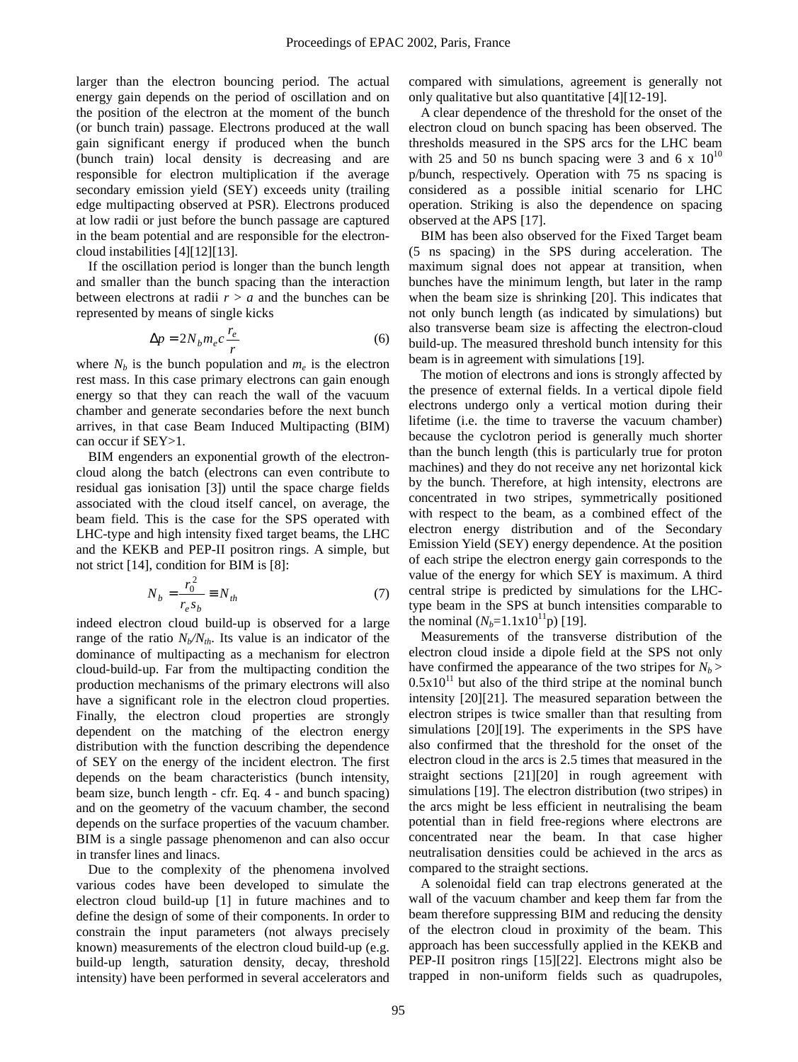larger than the electron bouncing period. The actual energy gain depends on the period of oscillation and on the position of the electron at the moment of the bunch (or bunch train) passage. Electrons produced at the wall gain significant energy if produced when the bunch (bunch train) local density is decreasing and are responsible for electron multiplication if the average secondary emission yield (SEY) exceeds unity (trailing edge multipacting observed at PSR). Electrons produced at low radii or just before the bunch passage are captured in the beam potential and are responsible for the electron-cloud instabilities [4][12][13].

If the oscillation period is longer than the bunch length and smaller than the bunch spacing than the interaction between electrons at radii $r > a$ and the bunches can be represented by means of single kicks

$$\Delta p = 2 N_b m_e c \frac{r_e}{r} \tag{6}$$

where $N_b$ is the bunch population and $m_e$ is the electron rest mass. In this case primary electrons can gain enough energy so that they can reach the wall of the vacuum chamber and generate secondaries before the next bunch arrives, in that case Beam Induced Multipacting (BIM) can occur if SEY>1.

BIM engenders an exponential growth of the electron-cloud along the batch (electrons can even contribute to residual gas ionisation [3]) until the space charge fields associated with the cloud itself cancel, on average, the beam field. This is the case for the SPS operated with LHC-type and high intensity fixed target beams, the LHC and the KEKB and PEP-II positron rings. A simple, but not strict [14], condition for BIM is [8]:

$$N_b = \frac{r_0^2}{r_e s_b} \equiv N_{th} \tag{7}$$

indeed electron cloud build-up is observed for a large range of the ratio $N_b/N_{th}$. Its value is an indicator of the dominance of multipacting as a mechanism for electron cloud-build-up. Far from the multipacting condition the production mechanisms of the primary electrons will also have a significant role in the electron cloud properties. Finally, the electron cloud properties are strongly dependent on the matching of the electron energy distribution with the function describing the dependence of SEY on the energy of the incident electron. The first depends on the beam characteristics (bunch intensity, beam size, bunch length - cfr. Eq. 4 - and bunch spacing) and on the geometry of the vacuum chamber, the second depends on the surface properties of the vacuum chamber. BIM is a single passage phenomenon and can also occur in transfer lines and linacs.

Due to the complexity of the phenomena involved various codes have been developed to simulate the electron cloud build-up [1] in future machines and to define the design of some of their components. In order to constrain the input parameters (not always precisely known) measurements of the electron cloud build-up (e.g. build-up length, saturation density, decay, threshold intensity) have been performed in several accelerators and compared with simulations, agreement is generally not only qualitative but also quantitative [4][12-19].

A clear dependence of the threshold for the onset of the electron cloud on bunch spacing has been observed. The thresholds measured in the SPS arcs for the LHC beam with 25 and 50 ns bunch spacing were 3 and 6 x $10^{10}$ p/bunch, respectively. Operation with 75 ns spacing is considered as a possible initial scenario for LHC operation. Striking is also the dependence on spacing observed at the APS [17].

BIM has been also observed for the Fixed Target beam (5 ns spacing) in the SPS during acceleration. The maximum signal does not appear at transition, when bunches have the minimum length, but later in the ramp when the beam size is shrinking [20]. This indicates that not only bunch length (as indicated by simulations) but also transverse beam size is affecting the electron-cloud build-up. The measured threshold bunch intensity for this beam is in agreement with simulations [19].

The motion of electrons and ions is strongly affected by the presence of external fields. In a vertical dipole field electrons undergo only a vertical motion during their lifetime (i.e. the time to traverse the vacuum chamber) because the cyclotron period is generally much shorter than the bunch length (this is particularly true for proton machines) and they do not receive any net horizontal kick by the bunch. Therefore, at high intensity, electrons are concentrated in two stripes, symmetrically positioned with respect to the beam, as a combined effect of the electron energy distribution and of the Secondary Emission Yield (SEY) energy dependence. At the position of each stripe the electron energy gain corresponds to the value of the energy for which SEY is maximum. A third central stripe is predicted by simulations for the LHC-type beam in the SPS at bunch intensities comparable to the nominal ($N_b$=1.1x$10^{11}$p) [19].

Measurements of the transverse distribution of the electron cloud inside a dipole field at the SPS not only have confirmed the appearance of the two stripes for $N_b >$ 0.5x$10^{11}$ but also of the third stripe at the nominal bunch intensity [20][21]. The measured separation between the electron stripes is twice smaller than that resulting from simulations [20][19]. The experiments in the SPS have also confirmed that the threshold for the onset of the electron cloud in the arcs is 2.5 times that measured in the straight sections [21][20] in rough agreement with simulations [19]. The electron distribution (two stripes) in the arcs might be less efficient in neutralising the beam potential than in field free-regions where electrons are concentrated near the beam. In that case higher neutralisation densities could be achieved in the arcs as compared to the straight sections.

A solenoidal field can trap electrons generated at the wall of the vacuum chamber and keep them far from the beam therefore suppressing BIM and reducing the density of the electron cloud in proximity of the beam. This approach has been successfully applied in the KEKB and PEP-II positron rings [15][22]. Electrons might also be trapped in non-uniform fields such as quadrupoles,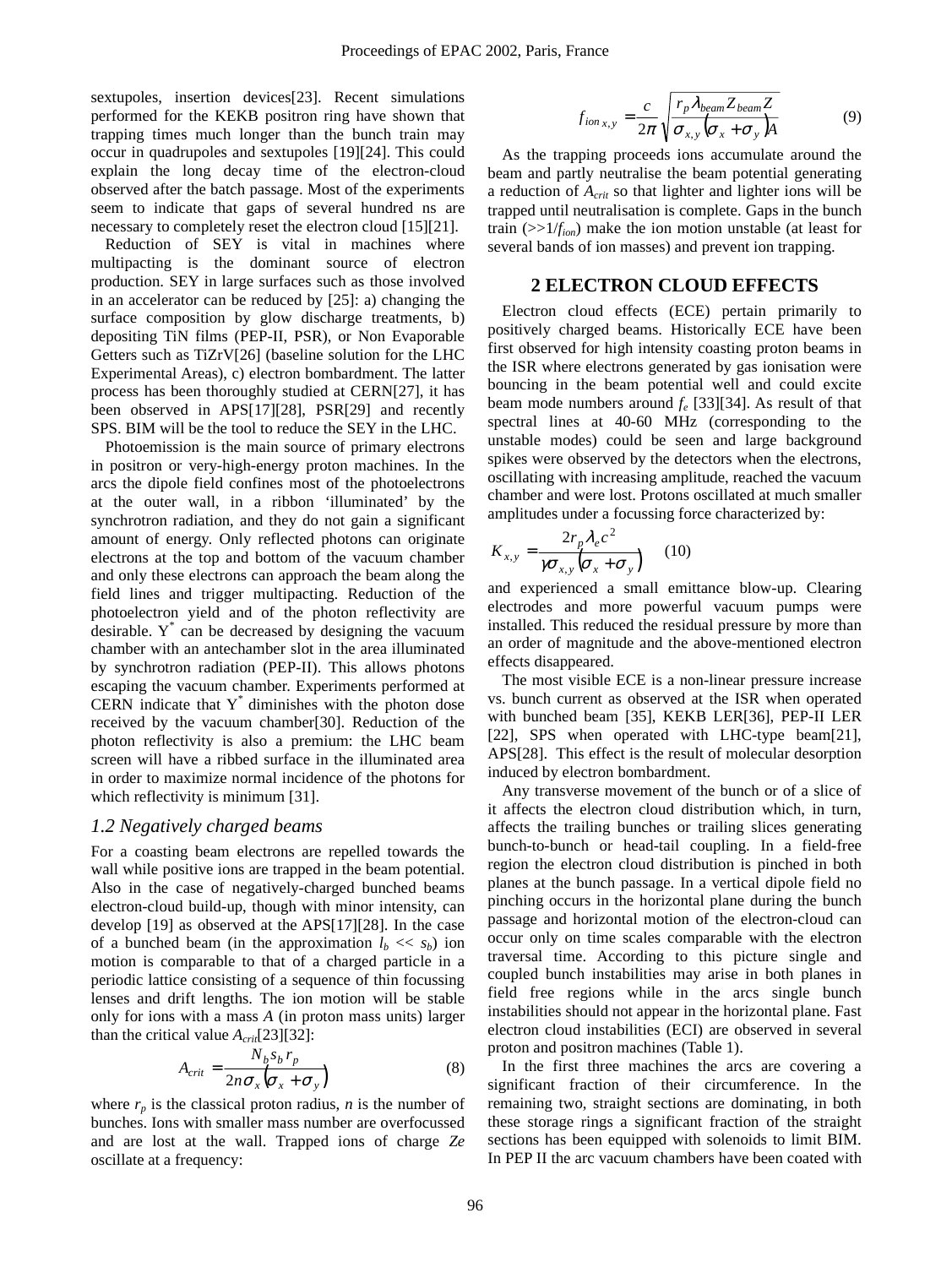sextupoles, insertion devices[23]. Recent simulations performed for the KEKB positron ring have shown that trapping times much longer than the bunch train may occur in quadrupoles and sextupoles [19][24]. This could explain the long decay time of the electron-cloud observed after the batch passage. Most of the experiments seem to indicate that gaps of several hundred ns are necessary to completely reset the electron cloud [15][21].

Reduction of SEY is vital in machines where multipacting is the dominant source of electron production. SEY in large surfaces such as those involved in an accelerator can be reduced by [25]: a) changing the surface composition by glow discharge treatments, b) depositing TiN films (PEP-II, PSR), or Non Evaporable Getters such as TiZrV[26] (baseline solution for the LHC Experimental Areas), c) electron bombardment. The latter process has been thoroughly studied at CERN[27], it has been observed in APS[17][28], PSR[29] and recently SPS. BIM will be the tool to reduce the SEY in the LHC.

Photoemission is the main source of primary electrons in positron or very-high-energy proton machines. In the arcs the dipole field confines most of the photoelectrons at the outer wall, in a ribbon 'illuminated' by the synchrotron radiation, and they do not gain a significant amount of energy. Only reflected photons can originate electrons at the top and bottom of the vacuum chamber and only these electrons can approach the beam along the field lines and trigger multipacting. Reduction of the photoelectron yield and of the photon reflectivity are desirable. $Y^*$ can be decreased by designing the vacuum chamber with an antechamber slot in the area illuminated by synchrotron radiation (PEP-II). This allows photons escaping the vacuum chamber. Experiments performed at CERN indicate that $Y^*$ diminishes with the photon dose received by the vacuum chamber[30]. Reduction of the photon reflectivity is also a premium: the LHC beam screen will have a ribbed surface in the illuminated area in order to maximize normal incidence of the photons for which reflectivity is minimum [31].

### *1.2 Negatively charged beams*

For a coasting beam electrons are repelled towards the wall while positive ions are trapped in the beam potential. Also in the case of negatively-charged bunched beams electron-cloud build-up, though with minor intensity, can develop [19] as observed at the APS[17][28]. In the case of a bunched beam (in the approximation $l_b << s_b$) ion motion is comparable to that of a charged particle in a periodic lattice consisting of a sequence of thin focussing lenses and drift lengths. The ion motion will be stable only for ions with a mass $A$ (in proton mass units) larger than the critical value $A_{crit}$[23][32]:

$$A_{crit} = \frac{N_b s_b r_p}{2n\sigma_x(\sigma_x + \sigma_y)} \qquad (8)$$

where $r_p$ is the classical proton radius, $n$ is the number of bunches. Ions with smaller mass number are overfocussed and are lost at the wall. Trapped ions of charge $Ze$ oscillate at a frequency:

$$f_{ion\,x,y} = \frac{c}{2\pi}\sqrt{\frac{r_p \lambda_{beam} Z_{beam} Z}{\sigma_{x,y}(\sigma_x + \sigma_y)A}} \qquad (9)$$

As the trapping proceeds ions accumulate around the beam and partly neutralise the beam potential generating a reduction of $A_{crit}$ so that lighter and lighter ions will be trapped until neutralisation is complete. Gaps in the bunch train ($>>1/f_{ion}$) make the ion motion unstable (at least for several bands of ion masses) and prevent ion trapping.

## 2 ELECTRON CLOUD EFFECTS

Electron cloud effects (ECE) pertain primarily to positively charged beams. Historically ECE have been first observed for high intensity coasting proton beams in the ISR where electrons generated by gas ionisation were bouncing in the beam potential well and could excite beam mode numbers around $f_e$ [33][34]. As result of that spectral lines at 40-60 MHz (corresponding to the unstable modes) could be seen and large background spikes were observed by the detectors when the electrons, oscillating with increasing amplitude, reached the vacuum chamber and were lost. Protons oscillated at much smaller amplitudes under a focussing force characterized by:

$$K_{x,y} = \frac{2r_p \lambda_e c^2}{\gamma\sigma_{x,y}(\sigma_x + \sigma_y)} \qquad (10)$$

and experienced a small emittance blow-up. Clearing electrodes and more powerful vacuum pumps were installed. This reduced the residual pressure by more than an order of magnitude and the above-mentioned electron effects disappeared.

The most visible ECE is a non-linear pressure increase vs. bunch current as observed at the ISR when operated with bunched beam [35], KEKB LER[36], PEP-II LER [22], SPS when operated with LHC-type beam[21], APS[28]. This effect is the result of molecular desorption induced by electron bombardment.

Any transverse movement of the bunch or of a slice of it affects the electron cloud distribution which, in turn, affects the trailing bunches or trailing slices generating bunch-to-bunch or head-tail coupling. In a field-free region the electron cloud distribution is pinched in both planes at the bunch passage. In a vertical dipole field no pinching occurs in the horizontal plane during the bunch passage and horizontal motion of the electron-cloud can occur only on time scales comparable with the electron traversal time. According to this picture single and coupled bunch instabilities may arise in both planes in field free regions while in the arcs single bunch instabilities should not appear in the horizontal plane. Fast electron cloud instabilities (ECI) are observed in several proton and positron machines (Table 1).

In the first three machines the arcs are covering a significant fraction of their circumference. In the remaining two, straight sections are dominating, in both these storage rings a significant fraction of the straight sections has been equipped with solenoids to limit BIM. In PEP II the arc vacuum chambers have been coated with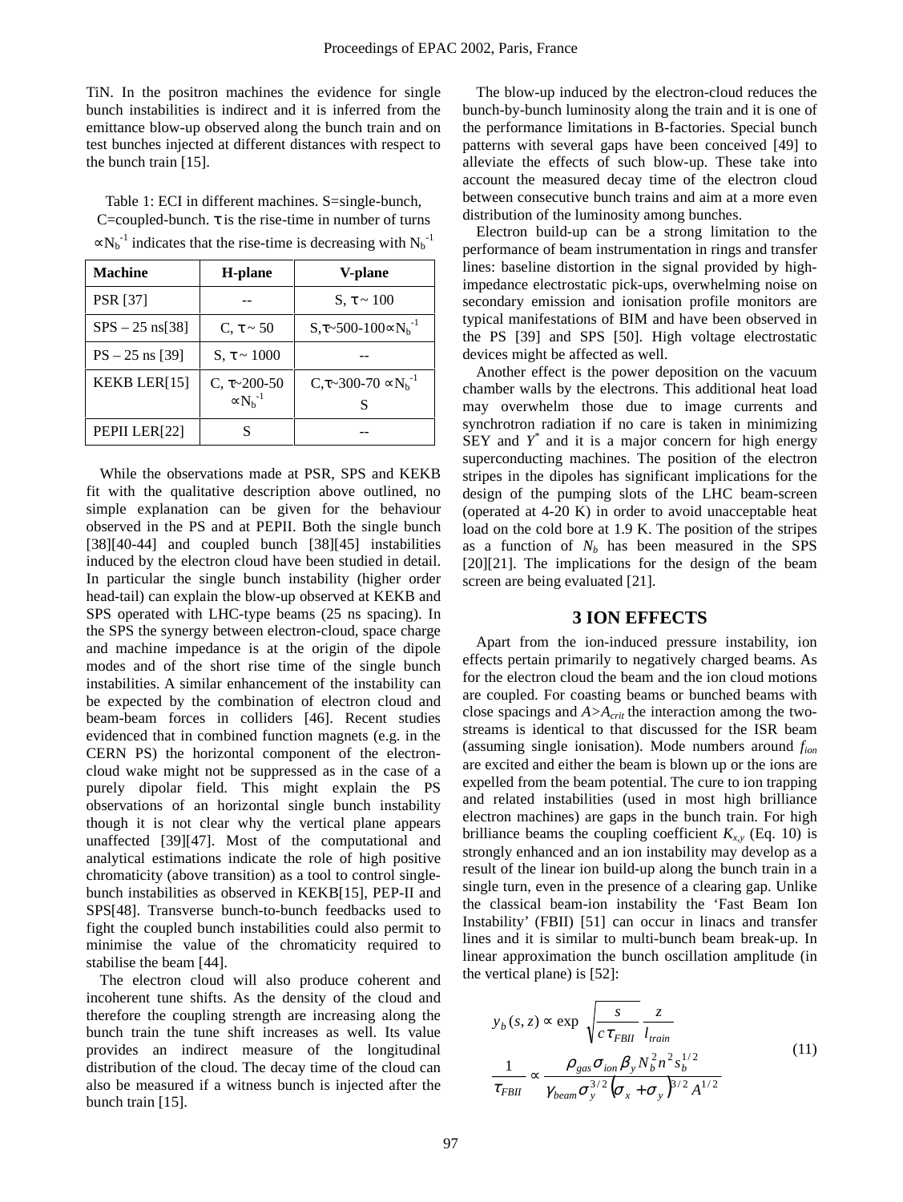TiN. In the positron machines the evidence for single bunch instabilities is indirect and it is inferred from the emittance blow-up observed along the bunch train and on test bunches injected at different distances with respect to the bunch train [15].

Table 1: ECI in different machines. S=single-bunch, C=coupled-bunch. $\tau$ is the rise-time in number of turns $\propto N_b^{-1}$ indicates that the rise-time is decreasing with $N_b^{-1}$

| Machine | H-plane | V-plane |
|---|---|---|
| PSR [37] | -- | S, $\tau \sim 100$ |
| SPS – 25 ns[38] | C, $\tau \sim 50$ | S,$\tau$~500-100$\propto N_b^{-1}$ |
| PS – 25 ns [39] | S, $\tau \sim 1000$ | -- |
| KEKB LER[15] | C, $\tau$~200-50 $\propto N_b^{-1}$ | C,$\tau$~300-70 $\propto N_b^{-1}$ S |
| PEPII LER[22] | S | -- |

While the observations made at PSR, SPS and KEKB fit with the qualitative description above outlined, no simple explanation can be given for the behaviour observed in the PS and at PEPII. Both the single bunch [38][40-44] and coupled bunch [38][45] instabilities induced by the electron cloud have been studied in detail. In particular the single bunch instability (higher order head-tail) can explain the blow-up observed at KEKB and SPS operated with LHC-type beams (25 ns spacing). In the SPS the synergy between electron-cloud, space charge and machine impedance is at the origin of the dipole modes and of the short rise time of the single bunch instabilities. A similar enhancement of the instability can be expected by the combination of electron cloud and beam-beam forces in colliders [46]. Recent studies evidenced that in combined function magnets (e.g. in the CERN PS) the horizontal component of the electron-cloud wake might not be suppressed as in the case of a purely dipolar field. This might explain the PS observations of an horizontal single bunch instability though it is not clear why the vertical plane appears unaffected [39][47]. Most of the computational and analytical estimations indicate the role of high positive chromaticity (above transition) as a tool to control single-bunch instabilities as observed in KEKB[15], PEP-II and SPS[48]. Transverse bunch-to-bunch feedbacks used to fight the coupled bunch instabilities could also permit to minimise the value of the chromaticity required to stabilise the beam [44].

The electron cloud will also produce coherent and incoherent tune shifts. As the density of the cloud and therefore the coupling strength are increasing along the bunch train the tune shift increases as well. Its value provides an indirect measure of the longitudinal distribution of the cloud. The decay time of the cloud can also be measured if a witness bunch is injected after the bunch train [15].

The blow-up induced by the electron-cloud reduces the bunch-by-bunch luminosity along the train and it is one of the performance limitations in B-factories. Special bunch patterns with several gaps have been conceived [49] to alleviate the effects of such blow-up. These take into account the measured decay time of the electron cloud between consecutive bunch trains and aim at a more even distribution of the luminosity among bunches.

Electron build-up can be a strong limitation to the performance of beam instrumentation in rings and transfer lines: baseline distortion in the signal provided by high-impedance electrostatic pick-ups, overwhelming noise on secondary emission and ionisation profile monitors are typical manifestations of BIM and have been observed in the PS [39] and SPS [50]. High voltage electrostatic devices might be affected as well.

Another effect is the power deposition on the vacuum chamber walls by the electrons. This additional heat load may overwhelm those due to image currents and synchrotron radiation if no care is taken in minimizing SEY and $Y^*$ and it is a major concern for high energy superconducting machines. The position of the electron stripes in the dipoles has significant implications for the design of the pumping slots of the LHC beam-screen (operated at 4-20 K) in order to avoid unacceptable heat load on the cold bore at 1.9 K. The position of the stripes as a function of $N_b$ has been measured in the SPS [20][21]. The implications for the design of the beam screen are being evaluated [21].

## 3 ION EFFECTS

Apart from the ion-induced pressure instability, ion effects pertain primarily to negatively charged beams. As for the electron cloud the beam and the ion cloud motions are coupled. For coasting beams or bunched beams with close spacings and $A>A_{crit}$ the interaction among the two-streams is identical to that discussed for the ISR beam (assuming single ionisation). Mode numbers around $f_{ion}$ are excited and either the beam is blown up or the ions are expelled from the beam potential. The cure to ion trapping and related instabilities (used in most high brilliance electron machines) are gaps in the bunch train. For high brilliance beams the coupling coefficient $K_{x,y}$ (Eq. 10) is strongly enhanced and an ion instability may develop as a result of the linear ion build-up along the bunch train in a single turn, even in the presence of a clearing gap. Unlike the classical beam-ion instability the 'Fast Beam Ion Instability' (FBII) [51] can occur in linacs and transfer lines and it is similar to multi-bunch beam break-up. In linear approximation the bunch oscillation amplitude (in the vertical plane) is [52]:

$$
\begin{aligned}
y_b(s,z) &\propto \exp\sqrt{\frac{s}{c\tau_{FBII}}}\,\frac{z}{l_{train}} \\
\frac{1}{\tau_{FBII}} &\propto \frac{\rho_{gas}\sigma_{ion}\beta_y N_b^2 n^2 s_b^{1/2}}{\gamma_{beam}\sigma_y^{3/2}\left(\sigma_x+\sigma_y\right)^{3/2}A^{1/2}}
\end{aligned}
\tag{11}
$$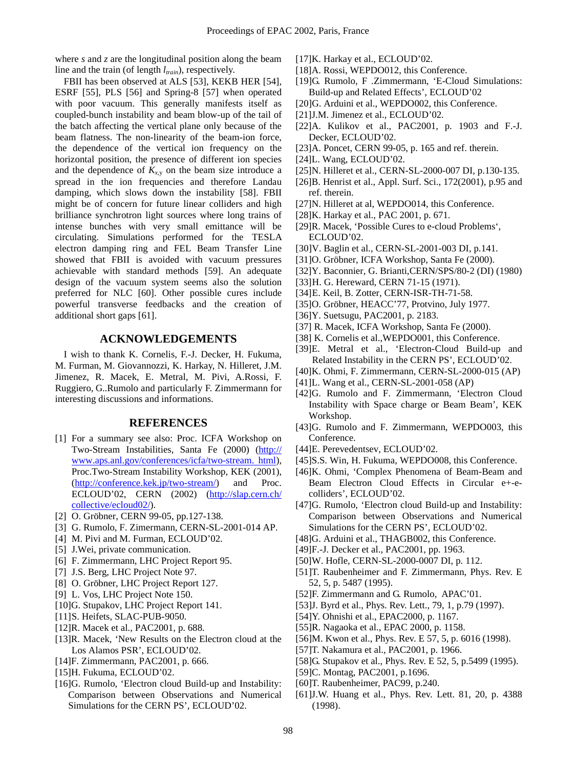where $s$ and $z$ are the longitudinal position along the beam line and the train (of length $l_{train}$), respectively.

FBII has been observed at ALS [53], KEKB HER [54], ESRF [55], PLS [56] and Spring-8 [57] when operated with poor vacuum. This generally manifests itself as coupled-bunch instability and beam blow-up of the tail of the batch affecting the vertical plane only because of the beam flatness. The non-linearity of the beam-ion force, the dependence of the vertical ion frequency on the horizontal position, the presence of different ion species and the dependence of $K_{x,y}$ on the beam size introduce a spread in the ion frequencies and therefore Landau damping, which slows down the instability [58]. FBII might be of concern for future linear colliders and high brilliance synchrotron light sources where long trains of intense bunches with very small emittance will be circulating. Simulations performed for the TESLA electron damping ring and FEL Beam Transfer Line showed that FBII is avoided with vacuum pressures achievable with standard methods [59]. An adequate design of the vacuum system seems also the solution preferred for NLC [60]. Other possible cures include powerful transverse feedbacks and the creation of additional short gaps [61].

## ACKNOWLEDGEMENTS

I wish to thank K. Cornelis, F.-J. Decker, H. Fukuma, M. Furman, M. Giovannozzi, K. Harkay, N. Hilleret, J.M. Jimenez, R. Macek, E. Metral, M. Pivi, A.Rossi, F. Ruggiero, G..Rumolo and particularly F. Zimmermann for interesting discussions and informations.

## REFERENCES

[1] For a summary see also: Proc. ICFA Workshop on Two-Stream Instabilities, Santa Fe (2000) (http://www.aps.anl.gov/conferences/icfa/two-stream. html), Proc.Two-Stream Instability Workshop, KEK (2001), (http://conference.kek.jp/two-stream/) and Proc. ECLOUD'02, CERN (2002) (http://slap.cern.ch/collective/ecloud02/).

[2] O. Gröbner, CERN 99-05, pp.127-138.

[3] G. Rumolo, F. Zimermann, CERN-SL-2001-014 AP.

[4] M. Pivi and M. Furman, ECLOUD'02.

[5] J.Wei, private communication.

[6] F. Zimmermann, LHC Project Report 95.

[7] J.S. Berg, LHC Project Note 97.

[8] O. Gröbner, LHC Project Report 127.

[9] L. Vos, LHC Project Note 150.

[10] G. Stupakov, LHC Project Report 141.

[11] S. Heifets, SLAC-PUB-9050.

[12] R. Macek et al., PAC2001, p. 688.

[13] R. Macek, 'New Results on the Electron cloud at the Los Alamos PSR', ECLOUD'02.

[14] F. Zimmermann, PAC2001, p. 666.

[15] H. Fukuma, ECLOUD'02.

[16] G. Rumolo, 'Electron cloud Build-up and Instability: Comparison between Observations and Numerical Simulations for the CERN PS', ECLOUD'02.

[17] K. Harkay et al., ECLOUD'02.

[18] A. Rossi, WEPDO012, this Conference.

[19] G. Rumolo, F .Zimmermann, 'E-Cloud Simulations: Build-up and Related Effects', ECLOUD'02

[20] G. Arduini et al., WEPDO002, this Conference.

[21] J.M. Jimenez et al., ECLOUD'02.

[22] A. Kulikov et al., PAC2001, p. 1903 and F.-J. Decker, ECLOUD'02.

[23] A. Poncet, CERN 99-05, p. 165 and ref. therein.

[24] L. Wang, ECLOUD'02.

[25] N. Hilleret et al., CERN-SL-2000-007 DI, p.130-135.

[26] B. Henrist et al., Appl. Surf. Sci., 172(2001), p.95 and ref. therein.

[27] N. Hilleret at al, WEPDO014, this Conference.

[28] K. Harkay et al., PAC 2001, p. 671.

[29] R. Macek, 'Possible Cures to e-cloud Problems', ECLOUD'02.

[30] V. Baglin et al., CERN-SL-2001-003 DI, p.141.

[31] O. Gröbner, ICFA Workshop, Santa Fe (2000).

[32] Y. Baconnier, G. Brianti,CERN/SPS/80-2 (DI) (1980)

[33] H. G. Hereward, CERN 71-15 (1971).

[34] E. Keil, B. Zotter, CERN-ISR-TH-71-58.

[35] O. Gröbner, HEACC'77, Protvino, July 1977.

[36] Y. Suetsugu, PAC2001, p. 2183.

[37] R. Macek, ICFA Workshop, Santa Fe (2000).

[38] K. Cornelis et al.,WEPDO001, this Conference.

[39] E. Metral et al., 'Electron-Cloud Build-up and Related Instability in the CERN PS', ECLOUD'02.

[40] K. Ohmi, F. Zimmermann, CERN-SL-2000-015 (AP)

[41] L. Wang et al., CERN-SL-2001-058 (AP)

[42] G. Rumolo and F. Zimmermann, 'Electron Cloud Instability with Space charge or Beam Beam', KEK Workshop.

[43] G. Rumolo and F. Zimmermann, WEPDO003, this Conference.

[44] E. Perevedentsev, ECLOUD'02.

[45] S.S. Win, H. Fukuma, WEPDO008, this Conference.

[46] K. Ohmi, 'Complex Phenomena of Beam-Beam and Beam Electron Cloud Effects in Circular e+-e- colliders', ECLOUD'02.

[47] G. Rumolo, 'Electron cloud Build-up and Instability: Comparison between Observations and Numerical Simulations for the CERN PS', ECLOUD'02.

[48] G. Arduini et al., THAGB002, this Conference.

[49] F.-J. Decker et al., PAC2001, pp. 1963.

[50] W. Hofle, CERN-SL-2000-0007 DI, p. 112.

[51] T. Raubenheimer and F. Zimmermann, Phys. Rev. E 52, 5, p. 5487 (1995).

[52] F. Zimmermann and G. Rumolo, APAC'01.

[53] J. Byrd et al., Phys. Rev. Lett., 79, 1, p.79 (1997).

[54] Y. Ohnishi et al., EPAC2000, p. 1167.

[55] R. Nagaoka et al., EPAC 2000, p. 1158.

[56] M. Kwon et al., Phys. Rev. E 57, 5, p. 6016 (1998).

[57] T. Nakamura et al., PAC2001, p. 1966.

[58] G. Stupakov et al., Phys. Rev. E 52, 5, p.5499 (1995).

[59] C. Montag, PAC2001, p.1696.

[60] T. Raubenheimer, PAC99, p.240.

[61] J.W. Huang et al., Phys. Rev. Lett. 81, 20, p. 4388 (1998).